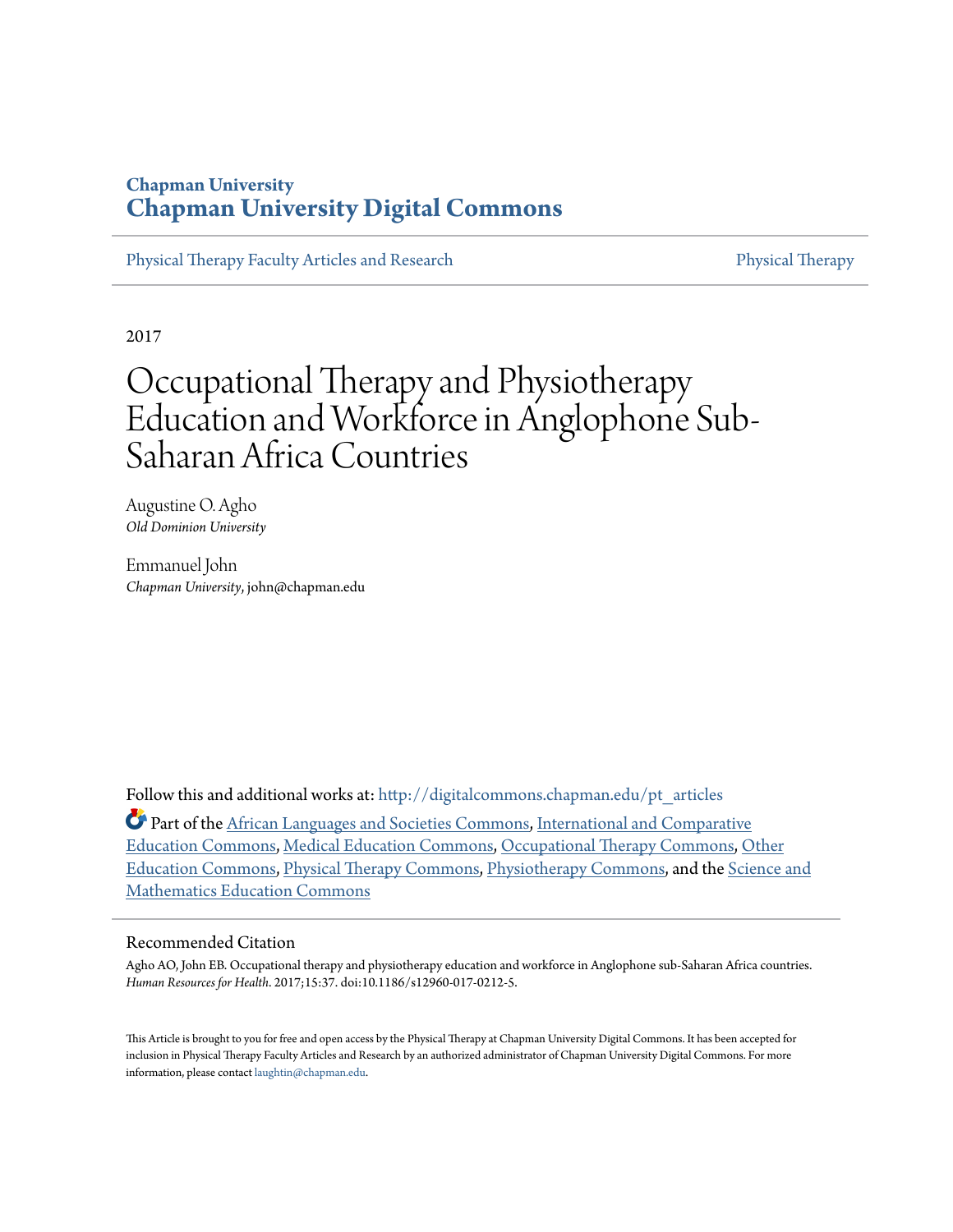**Chapman University**
**Chapman University Digital Commons**

Physical Therapy Faculty Articles and Research | Physical Therapy

2017

# Occupational Therapy and Physiotherapy Education and Workforce in Anglophone Sub-Saharan Africa Countries

Augustine O. Agho
*Old Dominion University*

Emmanuel John
*Chapman University*, john@chapman.edu

Follow this and additional works at: http://digitalcommons.chapman.edu/pt_articles

Part of the African Languages and Societies Commons, International and Comparative Education Commons, Medical Education Commons, Occupational Therapy Commons, Other Education Commons, Physical Therapy Commons, Physiotherapy Commons, and the Science and Mathematics Education Commons

## Recommended Citation

Agho AO, John EB. Occupational therapy and physiotherapy education and workforce in Anglophone sub-Saharan Africa countries. *Human Resources for Health*. 2017;15:37. doi:10.1186/s12960-017-0212-5.

This Article is brought to you for free and open access by the Physical Therapy at Chapman University Digital Commons. It has been accepted for inclusion in Physical Therapy Faculty Articles and Research by an authorized administrator of Chapman University Digital Commons. For more information, please contact laughtin@chapman.edu.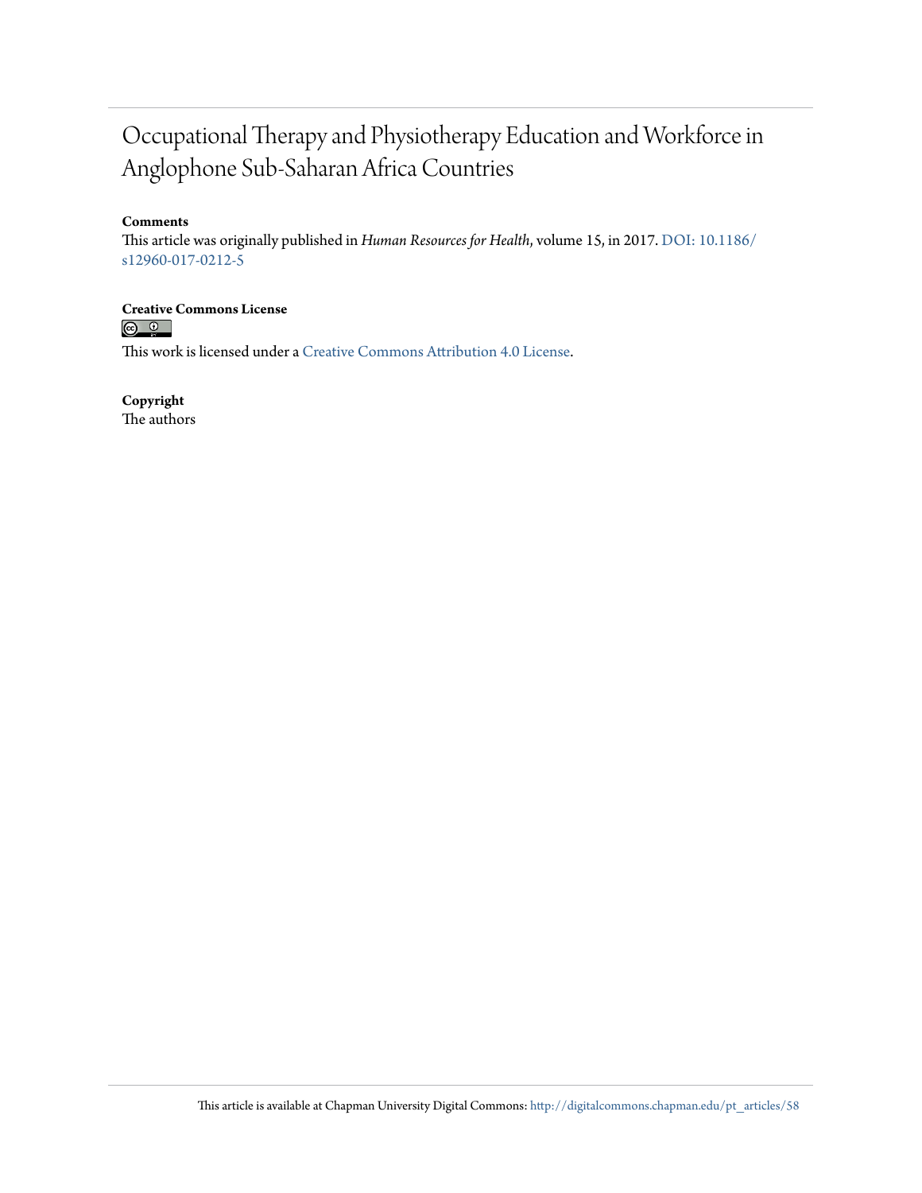# Occupational Therapy and Physiotherapy Education and Workforce in Anglophone Sub-Saharan Africa Countries

**Comments**

This article was originally published in *Human Resources for Health*, volume 15, in 2017. DOI: 10.1186/s12960-017-0212-5

**Creative Commons License**

This work is licensed under a Creative Commons Attribution 4.0 License.

**Copyright**

The authors

This article is available at Chapman University Digital Commons: http://digitalcommons.chapman.edu/pt_articles/58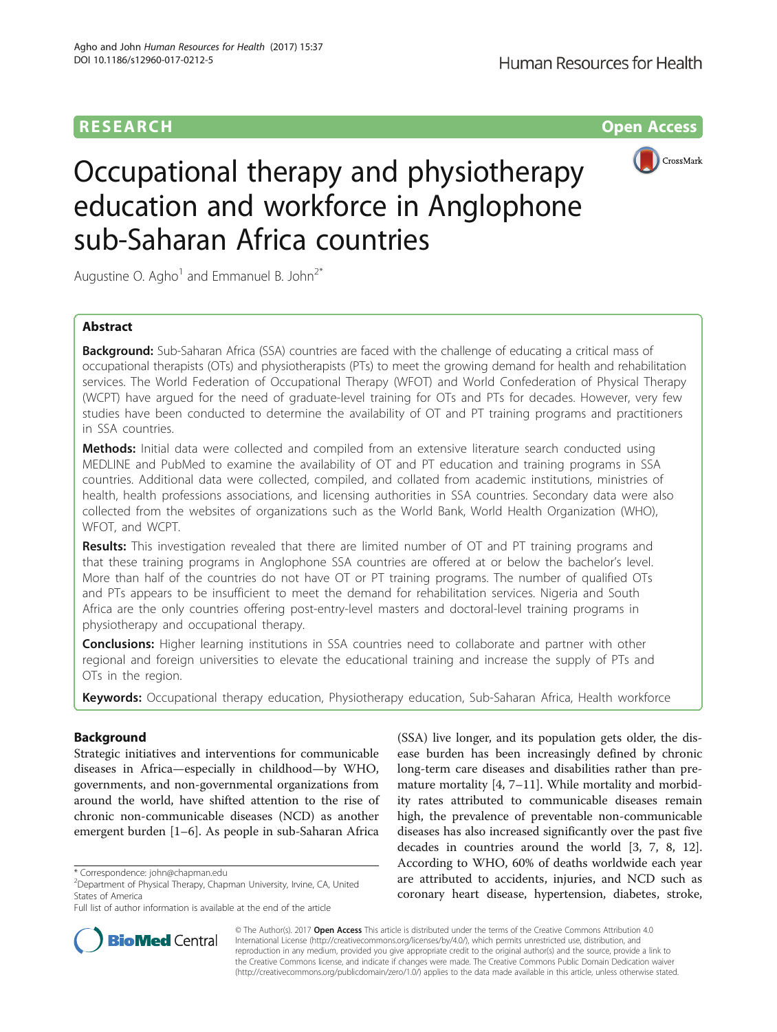# Occupational therapy and physiotherapy education and workforce in Anglophone sub-Saharan Africa countries

Augustine O. Agho[1] and Emmanuel B. John[2*]

## Abstract

**Background:** Sub-Saharan Africa (SSA) countries are faced with the challenge of educating a critical mass of occupational therapists (OTs) and physiotherapists (PTs) to meet the growing demand for health and rehabilitation services. The World Federation of Occupational Therapy (WFOT) and World Confederation of Physical Therapy (WCPT) have argued for the need of graduate-level training for OTs and PTs for decades. However, very few studies have been conducted to determine the availability of OT and PT training programs and practitioners in SSA countries.

**Methods:** Initial data were collected and compiled from an extensive literature search conducted using MEDLINE and PubMed to examine the availability of OT and PT education and training programs in SSA countries. Additional data were collected, compiled, and collated from academic institutions, ministries of health, health professions associations, and licensing authorities in SSA countries. Secondary data were also collected from the websites of organizations such as the World Bank, World Health Organization (WHO), WFOT, and WCPT.

**Results:** This investigation revealed that there are limited number of OT and PT training programs and that these training programs in Anglophone SSA countries are offered at or below the bachelor's level. More than half of the countries do not have OT or PT training programs. The number of qualified OTs and PTs appears to be insufficient to meet the demand for rehabilitation services. Nigeria and South Africa are the only countries offering post-entry-level masters and doctoral-level training programs in physiotherapy and occupational therapy.

**Conclusions:** Higher learning institutions in SSA countries need to collaborate and partner with other regional and foreign universities to elevate the educational training and increase the supply of PTs and OTs in the region.

**Keywords:** Occupational therapy education, Physiotherapy education, Sub-Saharan Africa, Health workforce

## Background

Strategic initiatives and interventions for communicable diseases in Africa—especially in childhood—by WHO, governments, and non-governmental organizations from around the world, have shifted attention to the rise of chronic non-communicable diseases (NCD) as another emergent burden [1–6]. As people in sub-Saharan Africa (SSA) live longer, and its population gets older, the disease burden has been increasingly defined by chronic long-term care diseases and disabilities rather than premature mortality [4, 7–11]. While mortality and morbidity rates attributed to communicable diseases remain high, the prevalence of preventable non-communicable diseases has also increased significantly over the past five decades in countries around the world [3, 7, 8, 12]. According to WHO, 60% of deaths worldwide each year are attributed to accidents, injuries, and NCD such as coronary heart disease, hypertension, diabetes, stroke,

\* Correspondence: john@chapman.edu
[2]Department of Physical Therapy, Chapman University, Irvine, CA, United States of America
Full list of author information is available at the end of the article

© The Author(s). 2017 **Open Access** This article is distributed under the terms of the Creative Commons Attribution 4.0 International License (http://creativecommons.org/licenses/by/4.0/), which permits unrestricted use, distribution, and reproduction in any medium, provided you give appropriate credit to the original author(s) and the source, provide a link to the Creative Commons license, and indicate if changes were made. The Creative Commons Public Domain Dedication waiver (http://creativecommons.org/publicdomain/zero/1.0/) applies to the data made available in this article, unless otherwise stated.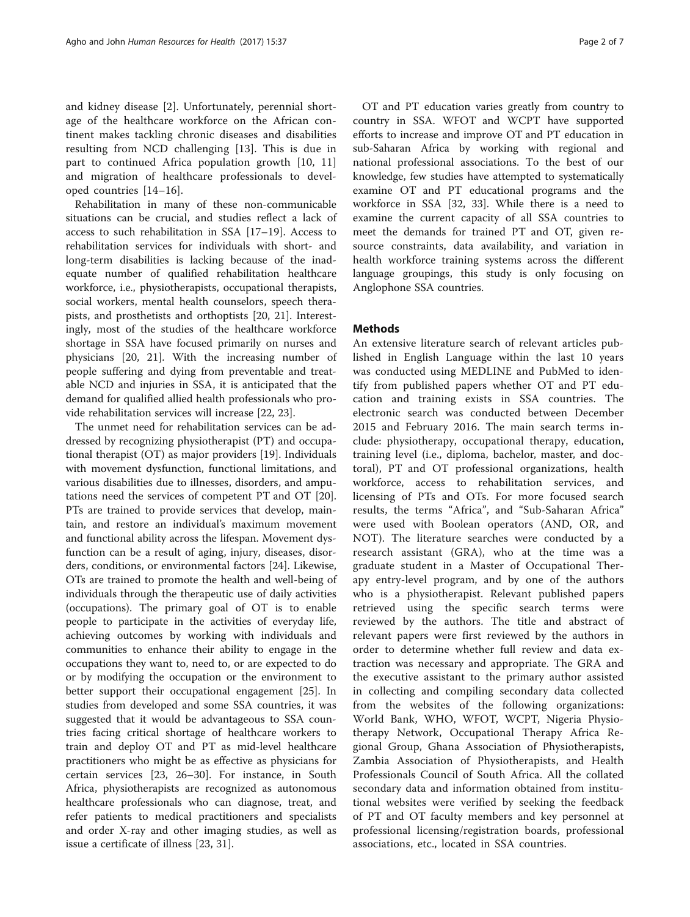and kidney disease [2]. Unfortunately, perennial shortage of the healthcare workforce on the African continent makes tackling chronic diseases and disabilities resulting from NCD challenging [13]. This is due in part to continued Africa population growth [10, 11] and migration of healthcare professionals to developed countries [14–16].

Rehabilitation in many of these non-communicable situations can be crucial, and studies reflect a lack of access to such rehabilitation in SSA [17–19]. Access to rehabilitation services for individuals with short- and long-term disabilities is lacking because of the inadequate number of qualified rehabilitation healthcare workforce, i.e., physiotherapists, occupational therapists, social workers, mental health counselors, speech therapists, and prosthetists and orthoptists [20, 21]. Interestingly, most of the studies of the healthcare workforce shortage in SSA have focused primarily on nurses and physicians [20, 21]. With the increasing number of people suffering and dying from preventable and treatable NCD and injuries in SSA, it is anticipated that the demand for qualified allied health professionals who provide rehabilitation services will increase [22, 23].

The unmet need for rehabilitation services can be addressed by recognizing physiotherapist (PT) and occupational therapist (OT) as major providers [19]. Individuals with movement dysfunction, functional limitations, and various disabilities due to illnesses, disorders, and amputations need the services of competent PT and OT [20]. PTs are trained to provide services that develop, maintain, and restore an individual's maximum movement and functional ability across the lifespan. Movement dysfunction can be a result of aging, injury, diseases, disorders, conditions, or environmental factors [24]. Likewise, OTs are trained to promote the health and well-being of individuals through the therapeutic use of daily activities (occupations). The primary goal of OT is to enable people to participate in the activities of everyday life, achieving outcomes by working with individuals and communities to enhance their ability to engage in the occupations they want to, need to, or are expected to do or by modifying the occupation or the environment to better support their occupational engagement [25]. In studies from developed and some SSA countries, it was suggested that it would be advantageous to SSA countries facing critical shortage of healthcare workers to train and deploy OT and PT as mid-level healthcare practitioners who might be as effective as physicians for certain services [23, 26–30]. For instance, in South Africa, physiotherapists are recognized as autonomous healthcare professionals who can diagnose, treat, and refer patients to medical practitioners and specialists and order X-ray and other imaging studies, as well as issue a certificate of illness [23, 31].

OT and PT education varies greatly from country to country in SSA. WFOT and WCPT have supported efforts to increase and improve OT and PT education in sub-Saharan Africa by working with regional and national professional associations. To the best of our knowledge, few studies have attempted to systematically examine OT and PT educational programs and the workforce in SSA [32, 33]. While there is a need to examine the current capacity of all SSA countries to meet the demands for trained PT and OT, given resource constraints, data availability, and variation in health workforce training systems across the different language groupings, this study is only focusing on Anglophone SSA countries.

## Methods

An extensive literature search of relevant articles published in English Language within the last 10 years was conducted using MEDLINE and PubMed to identify from published papers whether OT and PT education and training exists in SSA countries. The electronic search was conducted between December 2015 and February 2016. The main search terms include: physiotherapy, occupational therapy, education, training level (i.e., diploma, bachelor, master, and doctoral), PT and OT professional organizations, health workforce, access to rehabilitation services, and licensing of PTs and OTs. For more focused search results, the terms "Africa", and "Sub-Saharan Africa" were used with Boolean operators (AND, OR, and NOT). The literature searches were conducted by a research assistant (GRA), who at the time was a graduate student in a Master of Occupational Therapy entry-level program, and by one of the authors who is a physiotherapist. Relevant published papers retrieved using the specific search terms were reviewed by the authors. The title and abstract of relevant papers were first reviewed by the authors in order to determine whether full review and data extraction was necessary and appropriate. The GRA and the executive assistant to the primary author assisted in collecting and compiling secondary data collected from the websites of the following organizations: World Bank, WHO, WFOT, WCPT, Nigeria Physiotherapy Network, Occupational Therapy Africa Regional Group, Ghana Association of Physiotherapists, Zambia Association of Physiotherapists, and Health Professionals Council of South Africa. All the collated secondary data and information obtained from institutional websites were verified by seeking the feedback of PT and OT faculty members and key personnel at professional licensing/registration boards, professional associations, etc., located in SSA countries.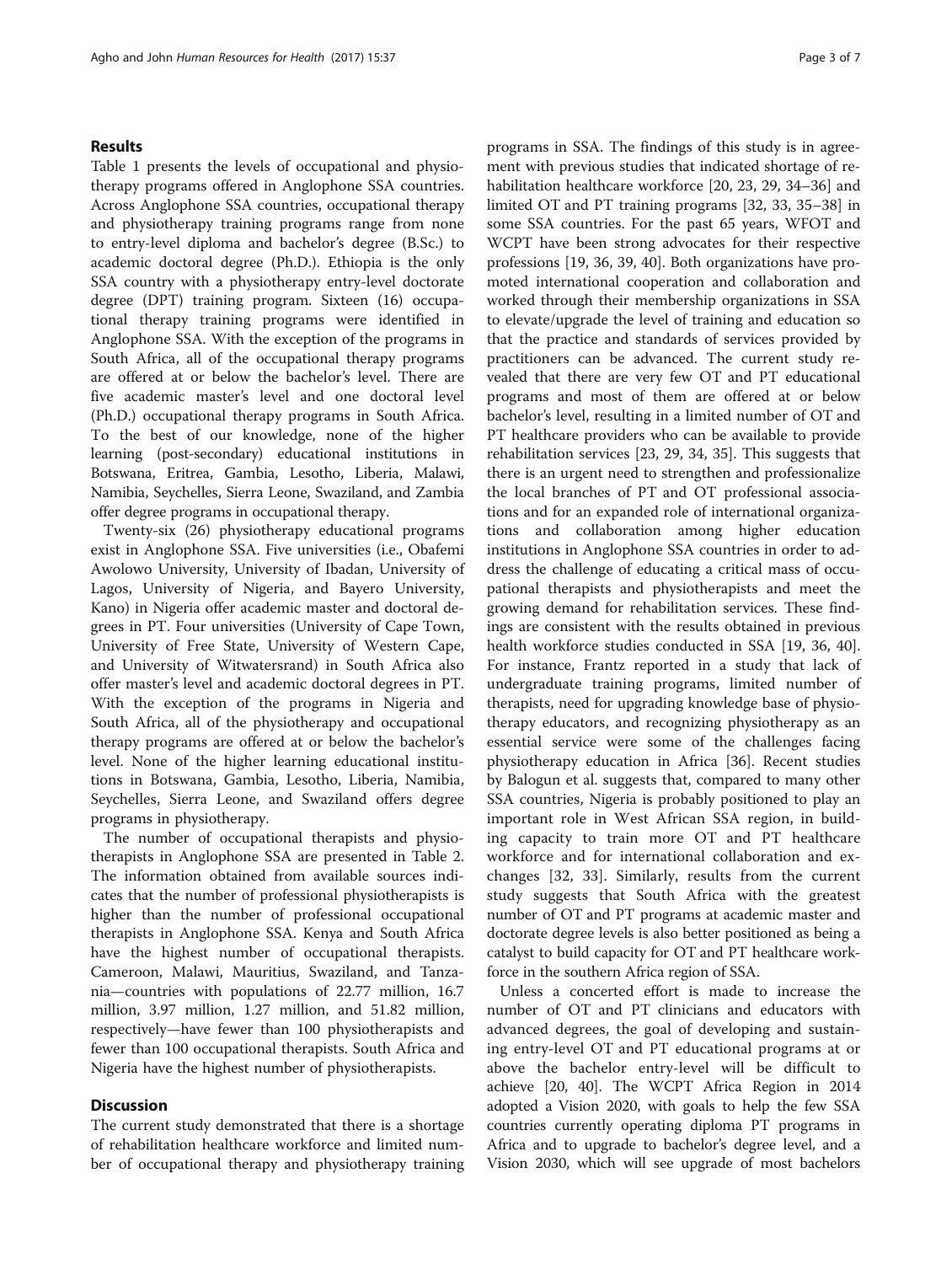## Results

Table 1 presents the levels of occupational and physiotherapy programs offered in Anglophone SSA countries. Across Anglophone SSA countries, occupational therapy and physiotherapy training programs range from none to entry-level diploma and bachelor's degree (B.Sc.) to academic doctoral degree (Ph.D.). Ethiopia is the only SSA country with a physiotherapy entry-level doctorate degree (DPT) training program. Sixteen (16) occupational therapy training programs were identified in Anglophone SSA. With the exception of the programs in South Africa, all of the occupational therapy programs are offered at or below the bachelor's level. There are five academic master's level and one doctoral level (Ph.D.) occupational therapy programs in South Africa. To the best of our knowledge, none of the higher learning (post-secondary) educational institutions in Botswana, Eritrea, Gambia, Lesotho, Liberia, Malawi, Namibia, Seychelles, Sierra Leone, Swaziland, and Zambia offer degree programs in occupational therapy.

Twenty-six (26) physiotherapy educational programs exist in Anglophone SSA. Five universities (i.e., Obafemi Awolowo University, University of Ibadan, University of Lagos, University of Nigeria, and Bayero University, Kano) in Nigeria offer academic master and doctoral degrees in PT. Four universities (University of Cape Town, University of Free State, University of Western Cape, and University of Witwatersrand) in South Africa also offer master's level and academic doctoral degrees in PT. With the exception of the programs in Nigeria and South Africa, all of the physiotherapy and occupational therapy programs are offered at or below the bachelor's level. None of the higher learning educational institutions in Botswana, Gambia, Lesotho, Liberia, Namibia, Seychelles, Sierra Leone, and Swaziland offers degree programs in physiotherapy.

The number of occupational therapists and physiotherapists in Anglophone SSA are presented in Table 2. The information obtained from available sources indicates that the number of professional physiotherapists is higher than the number of professional occupational therapists in Anglophone SSA. Kenya and South Africa have the highest number of occupational therapists. Cameroon, Malawi, Mauritius, Swaziland, and Tanzania—countries with populations of 22.77 million, 16.7 million, 3.97 million, 1.27 million, and 51.82 million, respectively—have fewer than 100 physiotherapists and fewer than 100 occupational therapists. South Africa and Nigeria have the highest number of physiotherapists.

## Discussion

The current study demonstrated that there is a shortage of rehabilitation healthcare workforce and limited number of occupational therapy and physiotherapy training programs in SSA. The findings of this study is in agreement with previous studies that indicated shortage of rehabilitation healthcare workforce [20, 23, 29, 34–36] and limited OT and PT training programs [32, 33, 35–38] in some SSA countries. For the past 65 years, WFOT and WCPT have been strong advocates for their respective professions [19, 36, 39, 40]. Both organizations have promoted international cooperation and collaboration and worked through their membership organizations in SSA to elevate/upgrade the level of training and education so that the practice and standards of services provided by practitioners can be advanced. The current study revealed that there are very few OT and PT educational programs and most of them are offered at or below bachelor's level, resulting in a limited number of OT and PT healthcare providers who can be available to provide rehabilitation services [23, 29, 34, 35]. This suggests that there is an urgent need to strengthen and professionalize the local branches of PT and OT professional associations and for an expanded role of international organizations and collaboration among higher education institutions in Anglophone SSA countries in order to address the challenge of educating a critical mass of occupational therapists and physiotherapists and meet the growing demand for rehabilitation services. These findings are consistent with the results obtained in previous health workforce studies conducted in SSA [19, 36, 40]. For instance, Frantz reported in a study that lack of undergraduate training programs, limited number of therapists, need for upgrading knowledge base of physiotherapy educators, and recognizing physiotherapy as an essential service were some of the challenges facing physiotherapy education in Africa [36]. Recent studies by Balogun et al. suggests that, compared to many other SSA countries, Nigeria is probably positioned to play an important role in West African SSA region, in building capacity to train more OT and PT healthcare workforce and for international collaboration and exchanges [32, 33]. Similarly, results from the current study suggests that South Africa with the greatest number of OT and PT programs at academic master and doctorate degree levels is also better positioned as being a catalyst to build capacity for OT and PT healthcare workforce in the southern Africa region of SSA.

Unless a concerted effort is made to increase the number of OT and PT clinicians and educators with advanced degrees, the goal of developing and sustaining entry-level OT and PT educational programs at or above the bachelor entry-level will be difficult to achieve [20, 40]. The WCPT Africa Region in 2014 adopted a Vision 2020, with goals to help the few SSA countries currently operating diploma PT programs in Africa and to upgrade to bachelor's degree level, and a Vision 2030, which will see upgrade of most bachelors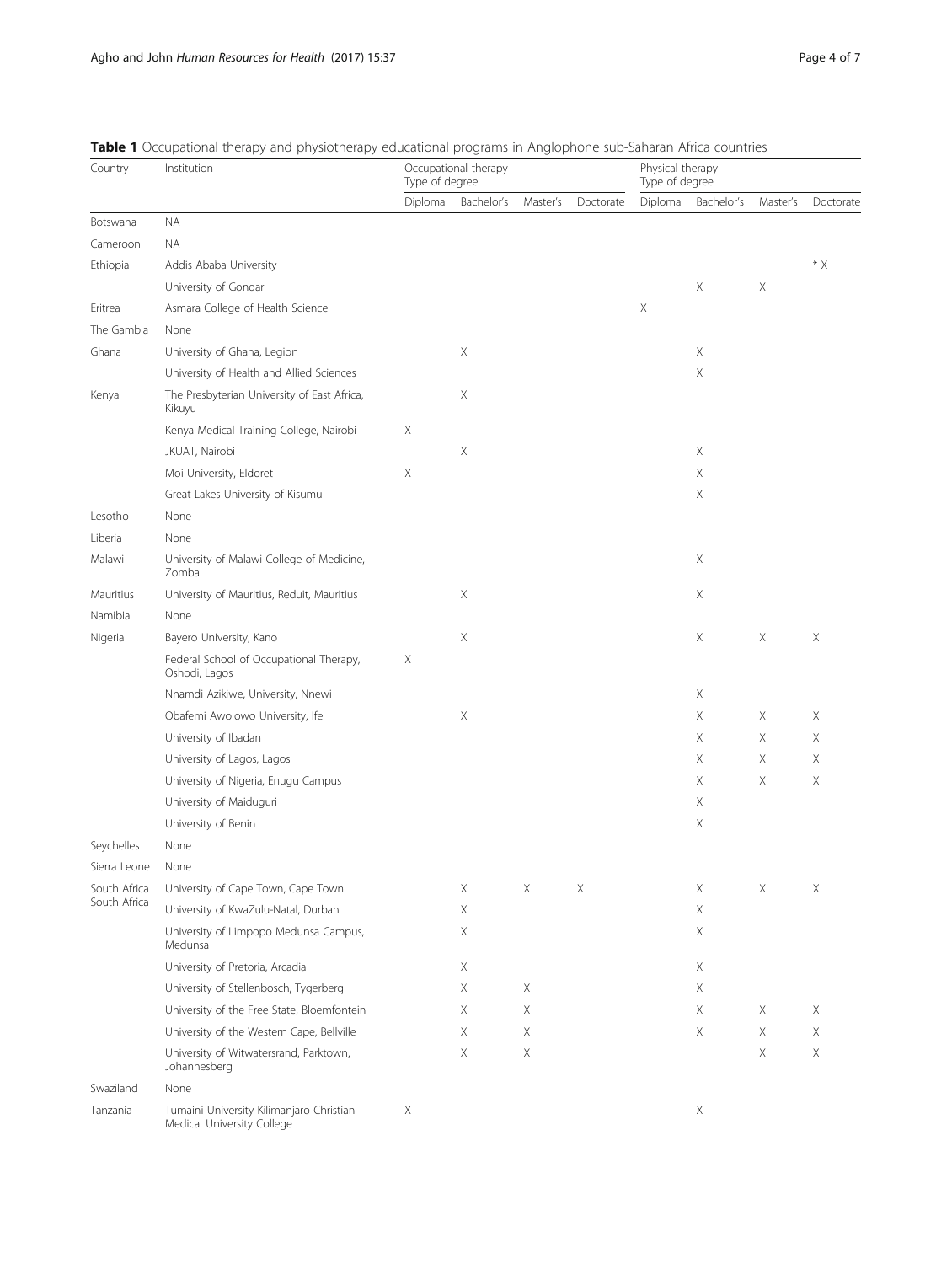**Table 1** Occupational therapy and physiotherapy educational programs in Anglophone sub-Saharan Africa countries

| Country | Institution | Occupational therapy Type of degree | | | | Physical therapy Type of degree | | | |
|---|---|---|---|---|---|---|---|---|---|
| | | Diploma | Bachelor's | Master's | Doctorate | Diploma | Bachelor's | Master's | Doctorate |
| Botswana | NA | | | | | | | | |
| Cameroon | NA | | | | | | | | |
| Ethiopia | Addis Ababa University | | | | | | | | * X |
| | University of Gondar | | | | | | X | X | |
| Eritrea | Asmara College of Health Science | | | | | X | | | |
| The Gambia | None | | | | | | | | |
| Ghana | University of Ghana, Legion | | X | | | | X | | |
| | University of Health and Allied Sciences | | | | | | X | | |
| Kenya | The Presbyterian University of East Africa, Kikuyu | | X | | | | | | |
| | Kenya Medical Training College, Nairobi | X | | | | | | | |
| | JKUAT, Nairobi | | X | | | | X | | |
| | Moi University, Eldoret | X | | | | | X | | |
| | Great Lakes University of Kisumu | | | | | | X | | |
| Lesotho | None | | | | | | | | |
| Liberia | None | | | | | | | | |
| Malawi | University of Malawi College of Medicine, Zomba | | | | | | X | | |
| Mauritius | University of Mauritius, Reduit, Mauritius | | X | | | | X | | |
| Namibia | None | | | | | | | | |
| Nigeria | Bayero University, Kano | | X | | | | X | X | X |
| | Federal School of Occupational Therapy, Oshodi, Lagos | X | | | | | | | |
| | Nnamdi Azikiwe, University, Nnewi | | | | | | X | | |
| | Obafemi Awolowo University, Ife | | X | | | | X | X | X |
| | University of Ibadan | | | | | | X | X | X |
| | University of Lagos, Lagos | | | | | | X | X | X |
| | University of Nigeria, Enugu Campus | | | | | | X | X | X |
| | University of Maiduguri | | | | | | X | | |
| | University of Benin | | | | | | X | | |
| Seychelles | None | | | | | | | | |
| Sierra Leone | None | | | | | | | | |
| South Africa South Africa | University of Cape Town, Cape Town | | X | X | X | | X | X | X |
| | University of KwaZulu-Natal, Durban | | X | | | | X | | |
| | University of Limpopo Medunsa Campus, Medunsa | | X | | | | X | | |
| | University of Pretoria, Arcadia | | X | | | | X | | |
| | University of Stellenbosch, Tygerberg | | X | X | | | X | | |
| | University of the Free State, Bloemfontein | | X | X | | | X | X | X |
| | University of the Western Cape, Bellville | | X | X | | | X | X | X |
| | University of Witwatersrand, Parktown, Johannesberg | | X | X | | | | X | X |
| Swaziland | None | | | | | | | | |
| Tanzania | Tumaini University Kilimanjaro Christian Medical University College | X | | | | | X | | |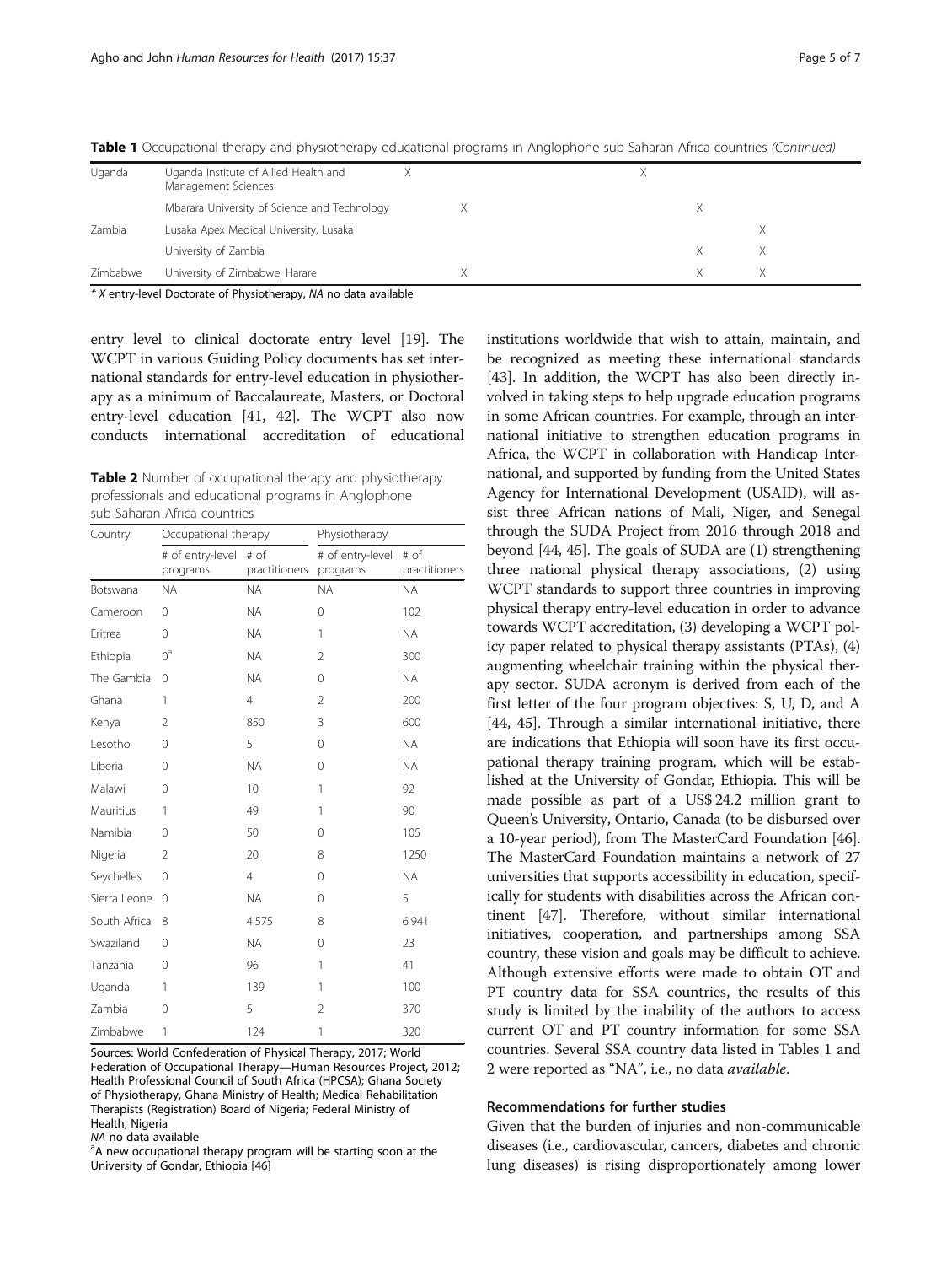**Table 1** Occupational therapy and physiotherapy educational programs in Anglophone sub-Saharan Africa countries *(Continued)*

| | | | | | | |
|---|---|---|---|---|---|---|
| Uganda | Uganda Institute of Allied Health and Management Sciences | X | | X | | |
| | Mbarara University of Science and Technology | | X | | X | |
| Zambia | Lusaka Apex Medical University, Lusaka | | | | | X |
| | University of Zambia | | | | X | X |
| Zimbabwe | University of Zimbabwe, Harare | | X | | X | X |

* *X* entry-level Doctorate of Physiotherapy, *NA* no data available

entry level to clinical doctorate entry level [19]. The WCPT in various Guiding Policy documents has set international standards for entry-level education in physiotherapy as a minimum of Baccalaureate, Masters, or Doctoral entry-level education [41, 42]. The WCPT also now conducts international accreditation of educational institutions worldwide that wish to attain, maintain, and be recognized as meeting these international standards [43]. In addition, the WCPT has also been directly involved in taking steps to help upgrade education programs in some African countries. For example, through an international initiative to strengthen education programs in Africa, the WCPT in collaboration with Handicap International, and supported by funding from the United States Agency for International Development (USAID), will assist three African nations of Mali, Niger, and Senegal through the SUDA Project from 2016 through 2018 and beyond [44, 45]. The goals of SUDA are (1) strengthening three national physical therapy associations, (2) using WCPT standards to support three countries in improving physical therapy entry-level education in order to advance towards WCPT accreditation, (3) developing a WCPT policy paper related to physical therapy assistants (PTAs), (4) augmenting wheelchair training within the physical therapy sector. SUDA acronym is derived from each of the first letter of the four program objectives: S, U, D, and A [44, 45]. Through a similar international initiative, there are indications that Ethiopia will soon have its first occupational therapy training program, which will be established at the University of Gondar, Ethiopia. This will be made possible as part of a US$ 24.2 million grant to Queen's University, Ontario, Canada (to be disbursed over a 10-year period), from The MasterCard Foundation [46]. The MasterCard Foundation maintains a network of 27 universities that supports accessibility in education, specifically for students with disabilities across the African continent [47]. Therefore, without similar international initiatives, cooperation, and partnerships among SSA country, these vision and goals may be difficult to achieve. Although extensive efforts were made to obtain OT and PT country data for SSA countries, the results of this study is limited by the inability of the authors to access current OT and PT country information for some SSA countries. Several SSA country data listed in Tables 1 and 2 were reported as "NA", i.e., no data *available*.

**Table 2** Number of occupational therapy and physiotherapy professionals and educational programs in Anglophone sub-Saharan Africa countries

| Country | Occupational therapy | | Physiotherapy | |
|---|---|---|---|---|
| | # of entry-level programs | # of practitioners | # of entry-level programs | # of practitioners |
| Botswana | NA | NA | NA | NA |
| Cameroon | 0 | NA | 0 | 102 |
| Eritrea | 0 | NA | 1 | NA |
| Ethiopia | 0[a] | NA | 2 | 300 |
| The Gambia | 0 | NA | 0 | NA |
| Ghana | 1 | 4 | 2 | 200 |
| Kenya | 2 | 850 | 3 | 600 |
| Lesotho | 0 | 5 | 0 | NA |
| Liberia | 0 | NA | 0 | NA |
| Malawi | 0 | 10 | 1 | 92 |
| Mauritius | 1 | 49 | 1 | 90 |
| Namibia | 0 | 50 | 0 | 105 |
| Nigeria | 2 | 20 | 8 | 1250 |
| Seychelles | 0 | 4 | 0 | NA |
| Sierra Leone | 0 | NA | 0 | 5 |
| South Africa | 8 | 4575 | 8 | 6941 |
| Swaziland | 0 | NA | 0 | 23 |
| Tanzania | 0 | 96 | 1 | 41 |
| Uganda | 1 | 139 | 1 | 100 |
| Zambia | 0 | 5 | 2 | 370 |
| Zimbabwe | 1 | 124 | 1 | 320 |

Sources: World Confederation of Physical Therapy, 2017; World Federation of Occupational Therapy—Human Resources Project, 2012; Health Professional Council of South Africa (HPCSA); Ghana Society of Physiotherapy, Ghana Ministry of Health; Medical Rehabilitation Therapists (Registration) Board of Nigeria; Federal Ministry of Health, Nigeria

*NA* no data available

[a]A new occupational therapy program will be starting soon at the University of Gondar, Ethiopia [46]

### Recommendations for further studies

Given that the burden of injuries and non-communicable diseases (i.e., cardiovascular, cancers, diabetes and chronic lung diseases) is rising disproportionately among lower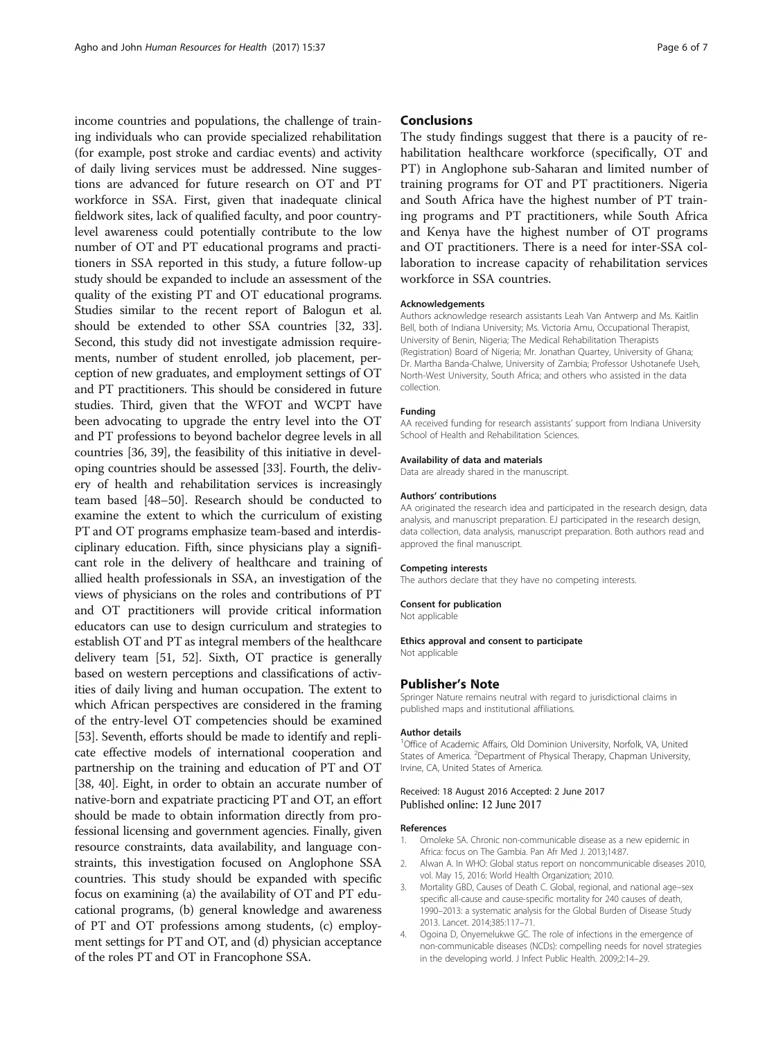income countries and populations, the challenge of training individuals who can provide specialized rehabilitation (for example, post stroke and cardiac events) and activity of daily living services must be addressed. Nine suggestions are advanced for future research on OT and PT workforce in SSA. First, given that inadequate clinical fieldwork sites, lack of qualified faculty, and poor country-level awareness could potentially contribute to the low number of OT and PT educational programs and practitioners in SSA reported in this study, a future follow-up study should be expanded to include an assessment of the quality of the existing PT and OT educational programs. Studies similar to the recent report of Balogun et al. should be extended to other SSA countries [32, 33]. Second, this study did not investigate admission requirements, number of student enrolled, job placement, perception of new graduates, and employment settings of OT and PT practitioners. This should be considered in future studies. Third, given that the WFOT and WCPT have been advocating to upgrade the entry level into the OT and PT professions to beyond bachelor degree levels in all countries [36, 39], the feasibility of this initiative in developing countries should be assessed [33]. Fourth, the delivery of health and rehabilitation services is increasingly team based [48–50]. Research should be conducted to examine the extent to which the curriculum of existing PT and OT programs emphasize team-based and interdisciplinary education. Fifth, since physicians play a significant role in the delivery of healthcare and training of allied health professionals in SSA, an investigation of the views of physicians on the roles and contributions of PT and OT practitioners will provide critical information educators can use to design curriculum and strategies to establish OT and PT as integral members of the healthcare delivery team [51, 52]. Sixth, OT practice is generally based on western perceptions and classifications of activities of daily living and human occupation. The extent to which African perspectives are considered in the framing of the entry-level OT competencies should be examined [53]. Seventh, efforts should be made to identify and replicate effective models of international cooperation and partnership on the training and education of PT and OT [38, 40]. Eight, in order to obtain an accurate number of native-born and expatriate practicing PT and OT, an effort should be made to obtain information directly from professional licensing and government agencies. Finally, given resource constraints, data availability, and language constraints, this investigation focused on Anglophone SSA countries. This study should be expanded with specific focus on examining (a) the availability of OT and PT educational programs, (b) general knowledge and awareness of PT and OT professions among students, (c) employment settings for PT and OT, and (d) physician acceptance of the roles PT and OT in Francophone SSA.

## Conclusions

The study findings suggest that there is a paucity of rehabilitation healthcare workforce (specifically, OT and PT) in Anglophone sub-Saharan and limited number of training programs for OT and PT practitioners. Nigeria and South Africa have the highest number of PT training programs and PT practitioners, while South Africa and Kenya have the highest number of OT programs and OT practitioners. There is a need for inter-SSA collaboration to increase capacity of rehabilitation services workforce in SSA countries.

#### Acknowledgements

Authors acknowledge research assistants Leah Van Antwerp and Ms. Kaitlin Bell, both of Indiana University; Ms. Victoria Amu, Occupational Therapist, University of Benin, Nigeria; The Medical Rehabilitation Therapists (Registration) Board of Nigeria; Mr. Jonathan Quartey, University of Ghana; Dr. Martha Banda-Chalwe, University of Zambia; Professor Ushotanefe Useh, North-West University, South Africa; and others who assisted in the data collection.

#### Funding

AA received funding for research assistants' support from Indiana University School of Health and Rehabilitation Sciences.

#### Availability of data and materials

Data are already shared in the manuscript.

#### Authors' contributions

AA originated the research idea and participated in the research design, data analysis, and manuscript preparation. EJ participated in the research design, data collection, data analysis, manuscript preparation. Both authors read and approved the final manuscript.

#### Competing interests

The authors declare that they have no competing interests.

#### Consent for publication

Not applicable

#### Ethics approval and consent to participate

Not applicable

## Publisher's Note

Springer Nature remains neutral with regard to jurisdictional claims in published maps and institutional affiliations.

#### Author details

[1]Office of Academic Affairs, Old Dominion University, Norfolk, VA, United States of America. [2]Department of Physical Therapy, Chapman University, Irvine, CA, United States of America.

Received: 18 August 2016 Accepted: 2 June 2017
Published online: 12 June 2017

#### References

1. Omoleke SA. Chronic non-communicable disease as a new epidemic in Africa: focus on The Gambia. Pan Afr Med J. 2013;14:87.
2. Alwan A. In WHO: Global status report on noncommunicable diseases 2010, vol. May 15, 2016: World Health Organization; 2010.
3. Mortality GBD, Causes of Death C. Global, regional, and national age–sex specific all-cause and cause-specific mortality for 240 causes of death, 1990–2013: a systematic analysis for the Global Burden of Disease Study 2013. Lancet. 2014;385:117–71.
4. Ogoina D, Onyemelukwe GC. The role of infections in the emergence of non-communicable diseases (NCDs): compelling needs for novel strategies in the developing world. J Infect Public Health. 2009;2:14–29.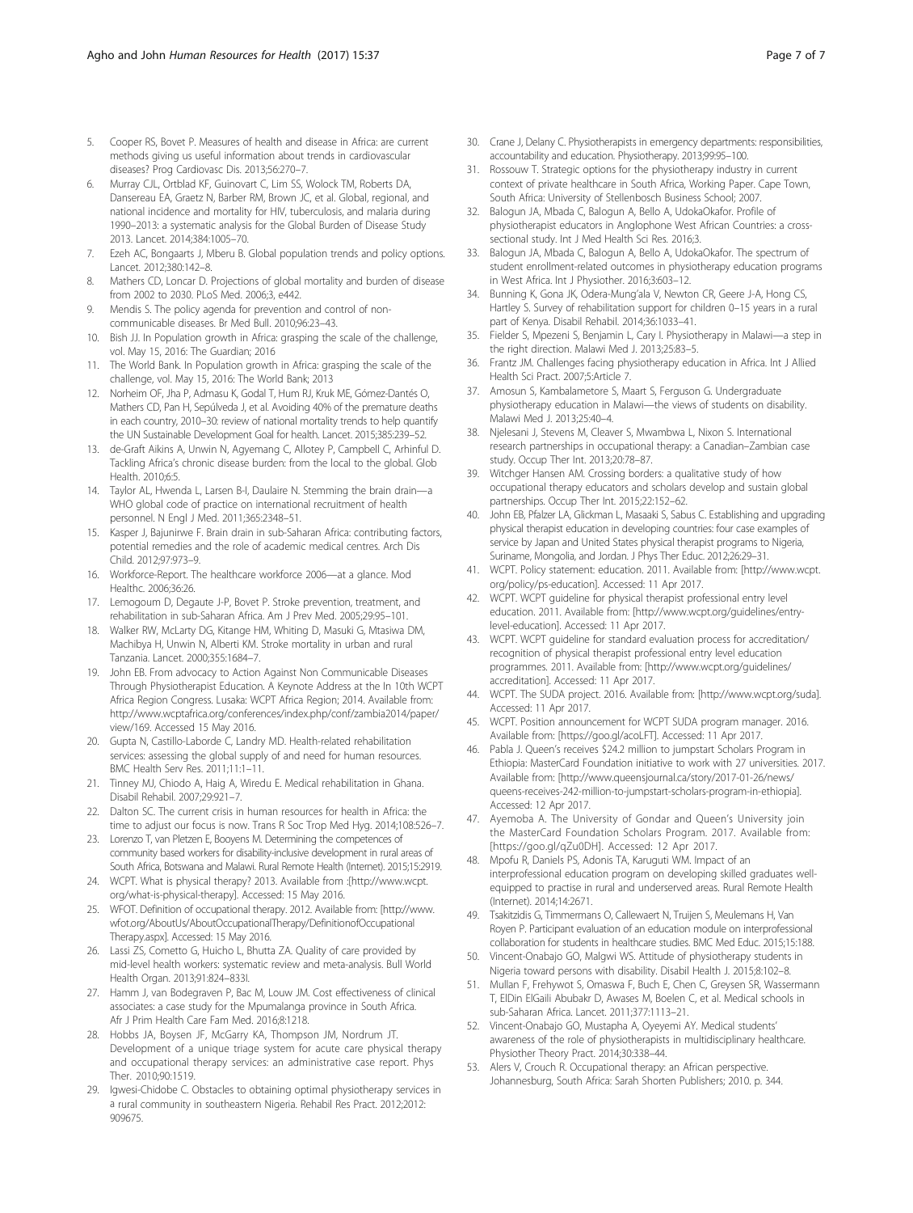5. Cooper RS, Bovet P. Measures of health and disease in Africa: are current methods giving us useful information about trends in cardiovascular diseases? Prog Cardiovasc Dis. 2013;56:270–7.
6. Murray CJL, Ortblad KF, Guinovart C, Lim SS, Wolock TM, Roberts DA, Dansereau EA, Graetz N, Barber RM, Brown JC, et al. Global, regional, and national incidence and mortality for HIV, tuberculosis, and malaria during 1990–2013: a systematic analysis for the Global Burden of Disease Study 2013. Lancet. 2014;384:1005–70.
7. Ezeh AC, Bongaarts J, Mberu B. Global population trends and policy options. Lancet. 2012;380:142–8.
8. Mathers CD, Loncar D. Projections of global mortality and burden of disease from 2002 to 2030. PLoS Med. 2006;3, e442.
9. Mendis S. The policy agenda for prevention and control of non-communicable diseases. Br Med Bull. 2010;96:23–43.
10. Bish JJ. In Population growth in Africa: grasping the scale of the challenge, vol. May 15, 2016: The Guardian; 2016
11. The World Bank. In Population growth in Africa: grasping the scale of the challenge, vol. May 15, 2016: The World Bank; 2013
12. Norheim OF, Jha P, Admasu K, Godal T, Hum RJ, Kruk ME, Gómez-Dantés O, Mathers CD, Pan H, Sepúlveda J, et al. Avoiding 40% of the premature deaths in each country, 2010–30: review of national mortality trends to help quantify the UN Sustainable Development Goal for health. Lancet. 2015;385:239–52.
13. de-Graft Aikins A, Unwin N, Agyemang C, Allotey P, Campbell C, Arhinful D. Tackling Africa's chronic disease burden: from the local to the global. Glob Health. 2010;6:5.
14. Taylor AL, Hwenda L, Larsen B-I, Daulaire N. Stemming the brain drain—a WHO global code of practice on international recruitment of health personnel. N Engl J Med. 2011;365:2348–51.
15. Kasper J, Bajunirwe F. Brain drain in sub-Saharan Africa: contributing factors, potential remedies and the role of academic medical centres. Arch Dis Child. 2012;97:973–9.
16. Workforce-Report. The healthcare workforce 2006—at a glance. Mod Healthc. 2006;36:26.
17. Lemogoum D, Degaute J-P, Bovet P. Stroke prevention, treatment, and rehabilitation in sub-Saharan Africa. Am J Prev Med. 2005;29:95–101.
18. Walker RW, McLarty DG, Kitange HM, Whiting D, Masuki G, Mtasiwa DM, Machibya H, Unwin N, Alberti KM. Stroke mortality in urban and rural Tanzania. Lancet. 2000;355:1684–7.
19. John EB. From advocacy to Action Against Non Communicable Diseases Through Physiotherapist Education. A Keynote Address at the In 10th WCPT Africa Region Congress. Lusaka: WCPT Africa Region; 2014. Available from: http://www.wcptafrica.org/conferences/index.php/conf/zambia2014/paper/view/169. Accessed 15 May 2016.
20. Gupta N, Castillo-Laborde C, Landry MD. Health-related rehabilitation services: assessing the global supply of and need for human resources. BMC Health Serv Res. 2011;11:1–11.
21. Tinney MJ, Chiodo A, Haig A, Wiredu E. Medical rehabilitation in Ghana. Disabil Rehabil. 2007;29:921–7.
22. Dalton SC. The current crisis in human resources for health in Africa: the time to adjust our focus is now. Trans R Soc Trop Med Hyg. 2014;108:526–7.
23. Lorenzo T, van Pletzen E, Booyens M. Determining the competences of community based workers for disability-inclusive development in rural areas of South Africa, Botswana and Malawi. Rural Remote Health (Internet). 2015;15:2919.
24. WCPT. What is physical therapy? 2013. Available from :[http://www.wcpt.org/what-is-physical-therapy]. Accessed: 15 May 2016.
25. WFOT. Definition of occupational therapy. 2012. Available from: [http://www.wfot.org/AboutUs/AboutOccupationalTherapy/DefinitionofOccupationalTherapy.aspx]. Accessed: 15 May 2016.
26. Lassi ZS, Cometto G, Huicho L, Bhutta ZA. Quality of care provided by mid-level health workers: systematic review and meta-analysis. Bull World Health Organ. 2013;91:824–833I.
27. Hamm J, van Bodegraven P, Bac M, Louw JM. Cost effectiveness of clinical associates: a case study for the Mpumalanga province in South Africa. Afr J Prim Health Care Fam Med. 2016;8:1218.
28. Hobbs JA, Boysen JF, McGarry KA, Thompson JM, Nordrum JT. Development of a unique triage system for acute care physical therapy and occupational therapy services: an administrative case report. Phys Ther. 2010;90:1519.
29. Igwesi-Chidobe C. Obstacles to obtaining optimal physiotherapy services in a rural community in southeastern Nigeria. Rehabil Res Pract. 2012;2012:909675.
30. Crane J, Delany C. Physiotherapists in emergency departments: responsibilities, accountability and education. Physiotherapy. 2013;99:95–100.
31. Rossouw T. Strategic options for the physiotherapy industry in current context of private healthcare in South Africa, Working Paper. Cape Town, South Africa: University of Stellenbosch Business School; 2007.
32. Balogun JA, Mbada C, Balogun A, Bello A, UdokaOkafor. Profile of physiotherapist educators in Anglophone West African Countries: a cross-sectional study. Int J Med Health Sci Res. 2016;3.
33. Balogun JA, Mbada C, Balogun A, Bello A, UdokaOkafor. The spectrum of student enrollment-related outcomes in physiotherapy education programs in West Africa. Int J Physiother. 2016;3:603–12.
34. Bunning K, Gona JK, Odera-Mung'ala V, Newton CR, Geere J-A, Hong CS, Hartley S. Survey of rehabilitation support for children 0–15 years in a rural part of Kenya. Disabil Rehabil. 2014;36:1033–41.
35. Fielder S, Mpezeni S, Benjamin L, Cary I. Physiotherapy in Malawi—a step in the right direction. Malawi Med J. 2013;25:83–5.
36. Frantz JM. Challenges facing physiotherapy education in Africa. Int J Allied Health Sci Pract. 2007;5:Article 7.
37. Amosun S, Kambalametore S, Maart S, Ferguson G. Undergraduate physiotherapy education in Malawi—the views of students on disability. Malawi Med J. 2013;25:40–4.
38. Njelesani J, Stevens M, Cleaver S, Mwambwa L, Nixon S. International research partnerships in occupational therapy: a Canadian–Zambian case study. Occup Ther Int. 2013;20:78–87.
39. Witchger Hansen AM. Crossing borders: a qualitative study of how occupational therapy educators and scholars develop and sustain global partnerships. Occup Ther Int. 2015;22:152–62.
40. John EB, Pfalzer LA, Glickman L, Masaaki S, Sabus C. Establishing and upgrading physical therapist education in developing countries: four case examples of service by Japan and United States physical therapist programs to Nigeria, Suriname, Mongolia, and Jordan. J Phys Ther Educ. 2012;26:29–31.
41. WCPT. Policy statement: education. 2011. Available from: [http://www.wcpt.org/policy/ps-education]. Accessed: 11 Apr 2017.
42. WCPT. WCPT guideline for physical therapist professional entry level education. 2011. Available from: [http://www.wcpt.org/guidelines/entry-level-education]. Accessed: 11 Apr 2017.
43. WCPT. WCPT guideline for standard evaluation process for accreditation/recognition of physical therapist professional entry level education programmes. 2011. Available from: [http://www.wcpt.org/guidelines/accreditation]. Accessed: 11 Apr 2017.
44. WCPT. The SUDA project. 2016. Available from: [http://www.wcpt.org/suda]. Accessed: 11 Apr 2017.
45. WCPT. Position announcement for WCPT SUDA program manager. 2016. Available from: [https://goo.gl/acoLFT]. Accessed: 11 Apr 2017.
46. Pabla J. Queen's receives $24.2 million to jumpstart Scholars Program in Ethiopia: MasterCard Foundation initiative to work with 27 universities. 2017. Available from: [http://www.queensjournal.ca/story/2017-01-26/news/queens-receives-242-million-to-jumpstart-scholars-program-in-ethiopia]. Accessed: 12 Apr 2017.
47. Ayemoba A. The University of Gondar and Queen's University join the MasterCard Foundation Scholars Program. 2017. Available from: [https://goo.gl/qZu0DH]. Accessed: 12 Apr 2017.
48. Mpofu R, Daniels PS, Adonis TA, Karuguti WM. Impact of an interprofessional education program on developing skilled graduates well-equipped to practise in rural and underserved areas. Rural Remote Health (Internet). 2014;14:2671.
49. Tsakitzidis G, Timmermans O, Callewaert N, Truijen S, Meulemans H, Van Royen P. Participant evaluation of an education module on interprofessional collaboration for students in healthcare studies. BMC Med Educ. 2015;15:188.
50. Vincent-Onabajo GO, Malgwi WS. Attitude of physiotherapy students in Nigeria toward persons with disability. Disabil Health J. 2015;8:102–8.
51. Mullan F, Frehywot S, Omaswa F, Buch E, Chen C, Greysen SR, Wassermann T, ElDin ElGaili Abubakr D, Awases M, Boelen C, et al. Medical schools in sub-Saharan Africa. Lancet. 2011;377:1113–21.
52. Vincent-Onabajo GO, Mustapha A, Oyeyemi AY. Medical students' awareness of the role of physiotherapists in multidisciplinary healthcare. Physiother Theory Pract. 2014;30:338–44.
53. Alers V, Crouch R. Occupational therapy: an African perspective. Johannesburg, South Africa: Sarah Shorten Publishers; 2010. p. 344.